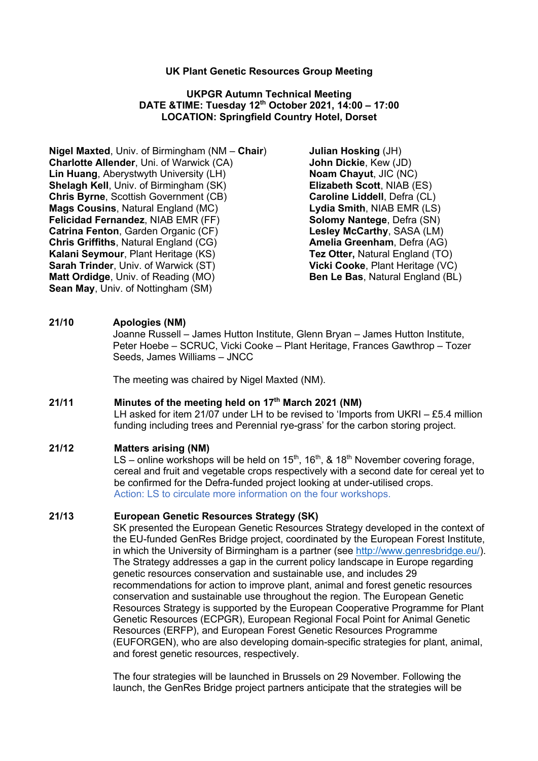**UK Plant Genetic Resources Group Meeting**

**UKPGR Autumn Technical Meeting**
**DATE &TIME: Tuesday 12th October 2021, 14:00 – 17:00**
**LOCATION: Springfield Country Hotel, Dorset**

**Nigel Maxted**, Univ. of Birmingham (NM – **Chair**)
**Charlotte Allender**, Uni. of Warwick (CA)
**Lin Huang**, Aberystwyth University (LH)
**Shelagh Kell**, Univ. of Birmingham (SK)
**Chris Byrne**, Scottish Government (CB)
**Mags Cousins**, Natural England (MC)
**Felicidad Fernandez**, NIAB EMR (FF)
**Catrina Fenton**, Garden Organic (CF)
**Chris Griffiths**, Natural England (CG)
**Kalani Seymour**, Plant Heritage (KS)
**Sarah Trinder**, Univ. of Warwick (ST)
**Matt Ordidge**, Univ. of Reading (MO)
**Sean May**, Univ. of Nottingham (SM)
**Julian Hosking** (JH)
**John Dickie**, Kew (JD)
**Noam Chayut**, JIC (NC)
**Elizabeth Scott**, NIAB (ES)
**Caroline Liddell**, Defra (CL)
**Lydia Smith**, NIAB EMR (LS)
**Solomy Nantege**, Defra (SN)
**Lesley McCarthy**, SASA (LM)
**Amelia Greenham**, Defra (AG)
**Tez Otter,** Natural England (TO)
**Vicki Cooke**, Plant Heritage (VC)
**Ben Le Bas**, Natural England (BL)

**21/10 Apologies (NM)**

Joanne Russell – James Hutton Institute, Glenn Bryan – James Hutton Institute, Peter Hoebe – SCRUC, Vicki Cooke – Plant Heritage, Frances Gawthrop – Tozer Seeds, James Williams – JNCC

The meeting was chaired by Nigel Maxted (NM).

**21/11 Minutes of the meeting held on 17th March 2021 (NM)**

LH asked for item 21/07 under LH to be revised to 'Imports from UKRI – £5.4 million funding including trees and Perennial rye-grass' for the carbon storing project.

**21/12 Matters arising (NM)**

LS – online workshops will be held on 15th, 16th, & 18th November covering forage, cereal and fruit and vegetable crops respectively with a second date for cereal yet to be confirmed for the Defra-funded project looking at under-utilised crops.
Action: LS to circulate more information on the four workshops.

**21/13 European Genetic Resources Strategy (SK)**

SK presented the European Genetic Resources Strategy developed in the context of the EU-funded GenRes Bridge project, coordinated by the European Forest Institute, in which the University of Birmingham is a partner (see http://www.genresbridge.eu/). The Strategy addresses a gap in the current policy landscape in Europe regarding genetic resources conservation and sustainable use, and includes 29 recommendations for action to improve plant, animal and forest genetic resources conservation and sustainable use throughout the region. The European Genetic Resources Strategy is supported by the European Cooperative Programme for Plant Genetic Resources (ECPGR), European Regional Focal Point for Animal Genetic Resources (ERFP), and European Forest Genetic Resources Programme (EUFORGEN), who are also developing domain-specific strategies for plant, animal, and forest genetic resources, respectively.

The four strategies will be launched in Brussels on 29 November. Following the launch, the GenRes Bridge project partners anticipate that the strategies will be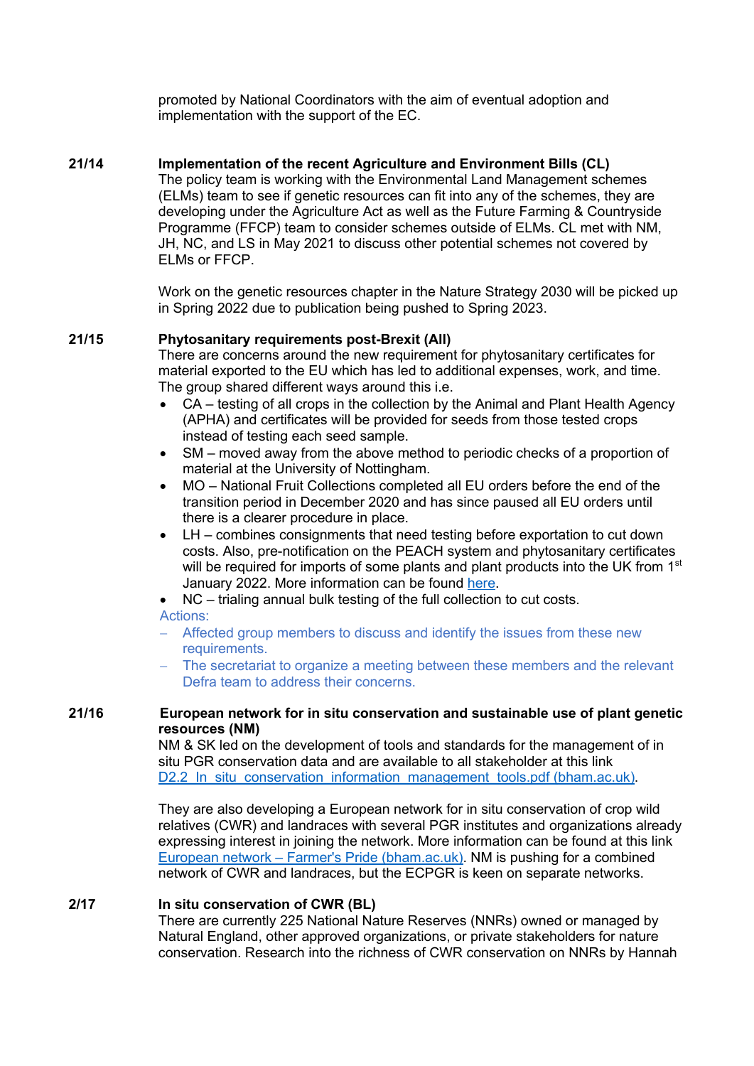promoted by National Coordinators with the aim of eventual adoption and implementation with the support of the EC.

**21/14** **Implementation of the recent Agriculture and Environment Bills (CL)**

The policy team is working with the Environmental Land Management schemes (ELMs) team to see if genetic resources can fit into any of the schemes, they are developing under the Agriculture Act as well as the Future Farming & Countryside Programme (FFCP) team to consider schemes outside of ELMs. CL met with NM, JH, NC, and LS in May 2021 to discuss other potential schemes not covered by ELMs or FFCP.

Work on the genetic resources chapter in the Nature Strategy 2030 will be picked up in Spring 2022 due to publication being pushed to Spring 2023.

**21/15** **Phytosanitary requirements post-Brexit (All)**

There are concerns around the new requirement for phytosanitary certificates for material exported to the EU which has led to additional expenses, work, and time. The group shared different ways around this i.e.

- CA – testing of all crops in the collection by the Animal and Plant Health Agency (APHA) and certificates will be provided for seeds from those tested crops instead of testing each seed sample.
- SM – moved away from the above method to periodic checks of a proportion of material at the University of Nottingham.
- MO – National Fruit Collections completed all EU orders before the end of the transition period in December 2020 and has since paused all EU orders until there is a clearer procedure in place.
- LH – combines consignments that need testing before exportation to cut down costs. Also, pre-notification on the PEACH system and phytosanitary certificates will be required for imports of some plants and plant products into the UK from 1st January 2022. More information can be found here.
- NC – trialing annual bulk testing of the full collection to cut costs.

Actions:

- Affected group members to discuss and identify the issues from these new requirements.
- The secretariat to organize a meeting between these members and the relevant Defra team to address their concerns.

**21/16** **European network for in situ conservation and sustainable use of plant genetic resources (NM)**

NM & SK led on the development of tools and standards for the management of in situ PGR conservation data and are available to all stakeholder at this link D2.2_In_situ_conservation_information_management_tools.pdf (bham.ac.uk).

They are also developing a European network for in situ conservation of crop wild relatives (CWR) and landraces with several PGR institutes and organizations already expressing interest in joining the network. More information can be found at this link European network – Farmer's Pride (bham.ac.uk). NM is pushing for a combined network of CWR and landraces, but the ECPGR is keen on separate networks.

**2/17** **In situ conservation of CWR (BL)**

There are currently 225 National Nature Reserves (NNRs) owned or managed by Natural England, other approved organizations, or private stakeholders for nature conservation. Research into the richness of CWR conservation on NNRs by Hannah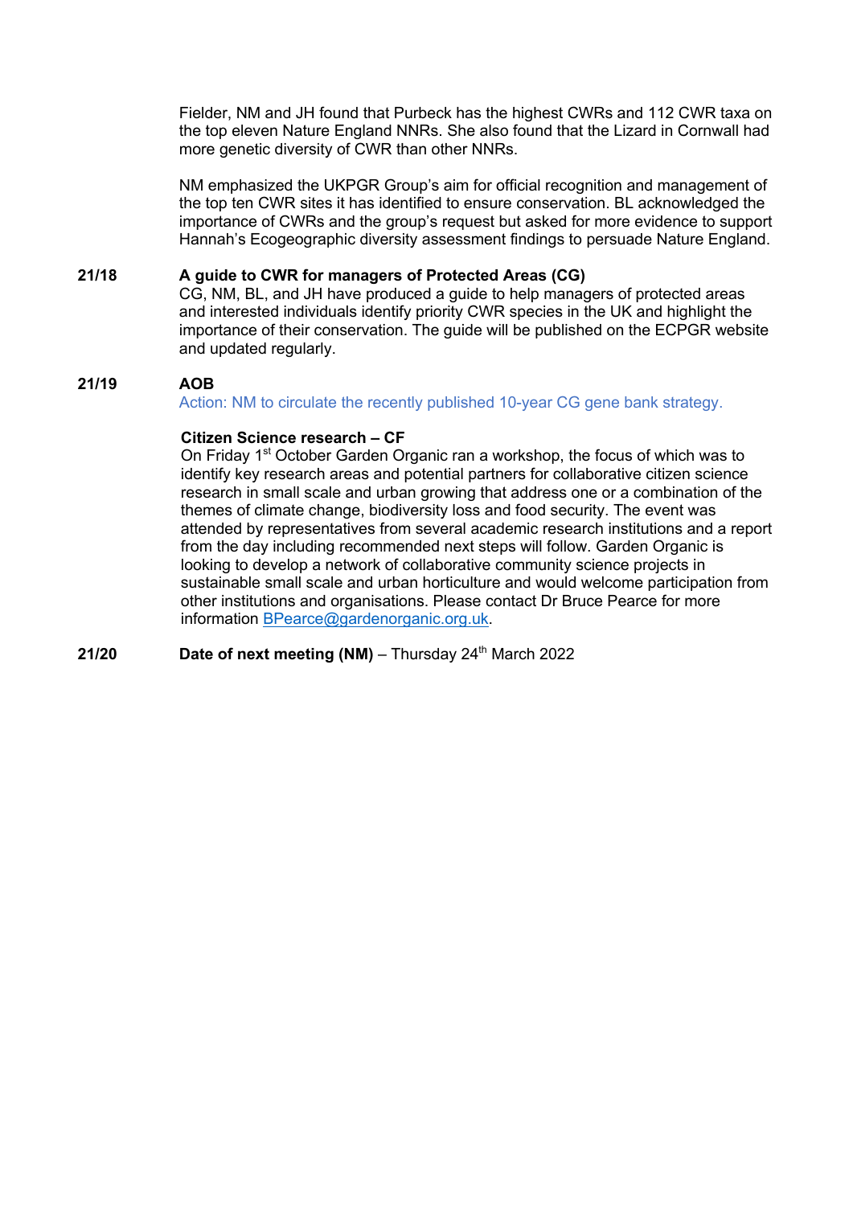Fielder, NM and JH found that Purbeck has the highest CWRs and 112 CWR taxa on the top eleven Nature England NNRs. She also found that the Lizard in Cornwall had more genetic diversity of CWR than other NNRs.

NM emphasized the UKPGR Group's aim for official recognition and management of the top ten CWR sites it has identified to ensure conservation. BL acknowledged the importance of CWRs and the group's request but asked for more evidence to support Hannah's Ecogeographic diversity assessment findings to persuade Nature England.

**21/18 A guide to CWR for managers of Protected Areas (CG)**

CG, NM, BL, and JH have produced a guide to help managers of protected areas and interested individuals identify priority CWR species in the UK and highlight the importance of their conservation. The guide will be published on the ECPGR website and updated regularly.

**21/19 AOB**

Action: NM to circulate the recently published 10-year CG gene bank strategy.

**Citizen Science research – CF**

On Friday 1st October Garden Organic ran a workshop, the focus of which was to identify key research areas and potential partners for collaborative citizen science research in small scale and urban growing that address one or a combination of the themes of climate change, biodiversity loss and food security. The event was attended by representatives from several academic research institutions and a report from the day including recommended next steps will follow. Garden Organic is looking to develop a network of collaborative community science projects in sustainable small scale and urban horticulture and would welcome participation from other institutions and organisations. Please contact Dr Bruce Pearce for more information BPearce@gardenorganic.org.uk.

**21/20 Date of next meeting (NM)** – Thursday 24th March 2022